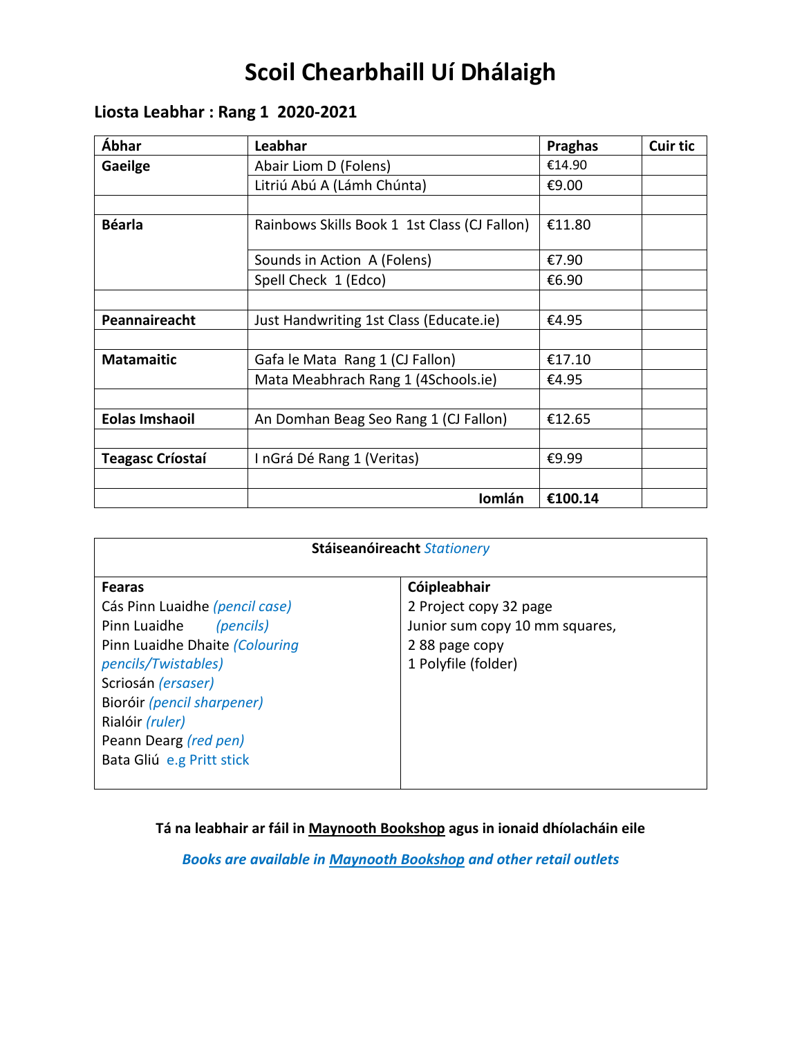# Scoil Chearbhaill Uí Dhálaigh

## Liosta Leabhar : Rang 1 2020-2021

| Ábhar | Leabhar | Praghas | Cuir tic |
|---|---|---|---|
| **Gaeilge** | Abair Liom D (Folens) | €14.90 | |
| | Litriú Abú A (Lámh Chúnta) | €9.00 | |
| | | | |
| **Béarla** | Rainbows Skills Book 1 1st Class (CJ Fallon) | €11.80 | |
| | Sounds in Action A (Folens) | €7.90 | |
| | Spell Check 1 (Edco) | €6.90 | |
| | | | |
| **Peannaireacht** | Just Handwriting 1st Class (Educate.ie) | €4.95 | |
| | | | |
| **Matamaitic** | Gafa le Mata Rang 1 (CJ Fallon) | €17.10 | |
| | Mata Meabhrach Rang 1 (4Schools.ie) | €4.95 | |
| | | | |
| **Eolas Imshaoil** | An Domhan Beag Seo Rang 1 (CJ Fallon) | €12.65 | |
| | | | |
| **Teagasc Críostaí** | I nGrá Dé Rang 1 (Veritas) | €9.99 | |
| | | | |
| | **Iomlán** | **€100.14** | |

| **Stáiseanóireacht** *Stationery* | |
|---|---|
| **Fearas** | **Cóipleabhair** |
| Cás Pinn Luaidhe *(pencil case)* | 2 Project copy 32 page |
| Pinn Luaidhe *(pencils)* | Junior sum copy 10 mm squares, |
| Pinn Luaidhe Dhaite *(Colouring pencils/Twistables)* | 2 88 page copy |
| Scriosán *(ersaser)* | 1 Polyfile (folder) |
| Bioróir *(pencil sharpener)* | |
| Rialóir *(ruler)* | |
| Peann Dearg *(red pen)* | |
| Bata Gliú e.g Pritt stick | |

**Tá na leabhair ar fáil in Maynooth Bookshop agus in ionaid dhíolacháin eile**

***Books are available in Maynooth Bookshop and other retail outlets***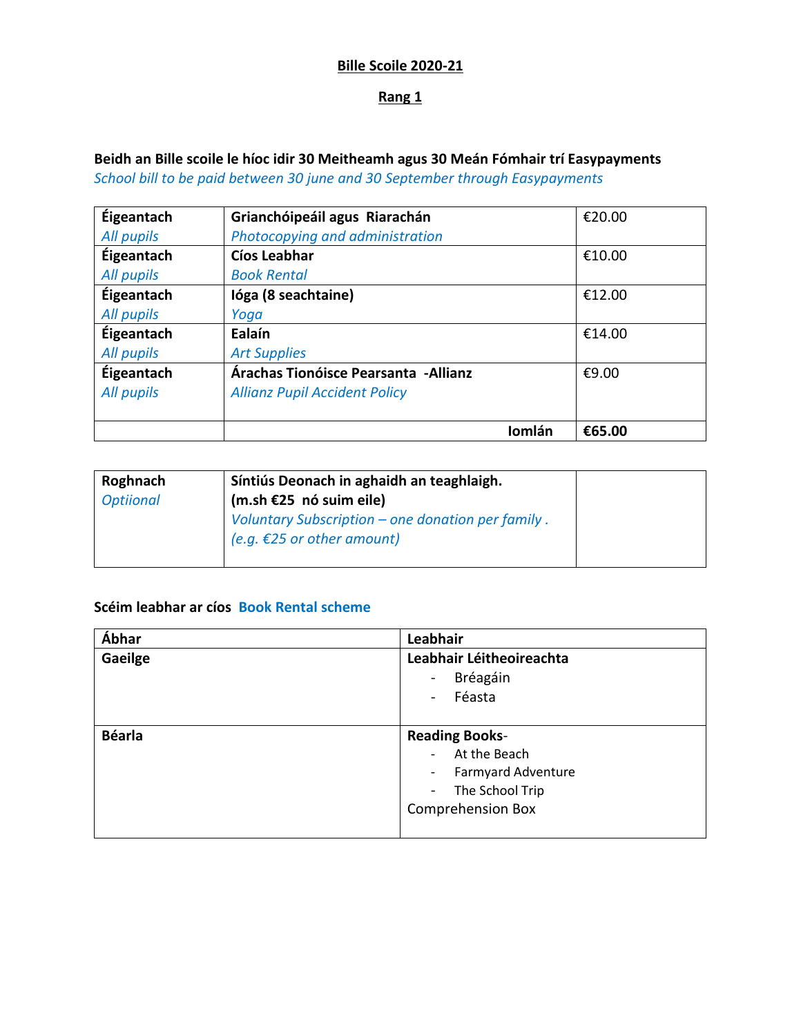**Bille Scoile 2020-21**

**Rang 1**

**Beidh an Bille scoile le híoc idir 30 Meitheamh agus 30 Meán Fómhair trí Easypayments**

*School bill to be paid between 30 june and 30 September through Easypayments*

| | | |
|---|---|---|
| **Éigeantach** *All pupils* | **Grianchóipeáil agus Riarachán** *Photocopying and administration* | €20.00 |
| **Éigeantach** *All pupils* | **Cíos Leabhar** *Book Rental* | €10.00 |
| **Éigeantach** *All pupils* | **Ióga (8 seachtaine)** *Yoga* | €12.00 |
| **Éigeantach** *All pupils* | **Ealaín** *Art Supplies* | €14.00 |
| **Éigeantach** *All pupils* | **Árachas Tionóisce Pearsanta -Allianz** *Allianz Pupil Accident Policy* | €9.00 |
| | **Iomlán** | **€65.00** |

| | | |
|---|---|---|
| **Roghnach** *Optiional* | **Síntiús Deonach in aghaidh an teaghlaigh. (m.sh €25 nó suim eile)** *Voluntary Subscription – one donation per family . (e.g. €25 or other amount)* | |

**Scéim leabhar ar cíos** **Book Rental scheme**

| **Ábhar** | **Leabhair** |
|---|---|
| **Gaeilge** | **Leabhair Léitheoireachta**<br>- Bréagáin<br>- Féasta |
| **Béarla** | **Reading Books-**<br>- At the Beach<br>- Farmyard Adventure<br>- The School Trip<br>Comprehension Box |